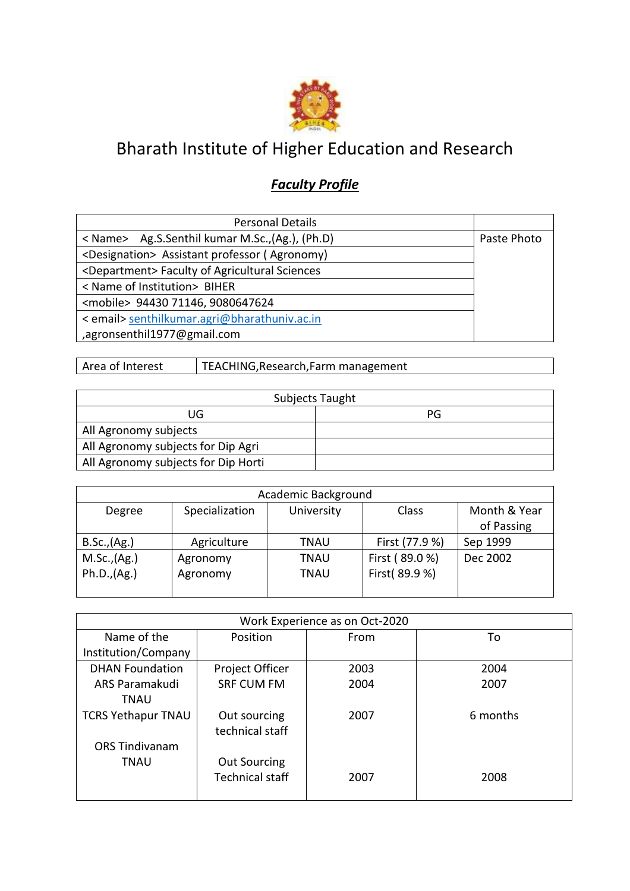# Bharath Institute of Higher Education and Research

## ***Faculty Profile***

| Personal Details | |
|---|---|
| < Name> Ag.S.Senthil kumar M.Sc.,(Ag.), (Ph.D) | Paste Photo |
| <Designation> Assistant professor ( Agronomy) | |
| <Department> Faculty of Agricultural Sciences | |
| < Name of Institution> BIHER | |
| <mobile> 94430 71146, 9080647624 | |
| < email> senthilkumar.agri@bharathuniv.ac.in ,agronsenthil1977@gmail.com | |

| Area of Interest | TEACHING,Research,Farm management |
|---|---|

| Subjects Taught | |
|---|---|
| UG | PG |
| All Agronomy subjects | |
| All Agronomy subjects for Dip Agri | |
| All Agronomy subjects for Dip Horti | |

| Academic Background | | | | |
|---|---|---|---|---|
| Degree | Specialization | University | Class | Month & Year of Passing |
| B.Sc.,(Ag.) | Agriculture | TNAU | First (77.9 %) | Sep 1999 |
| M.Sc.,(Ag.) | Agronomy | TNAU | First ( 89.0 %) | Dec 2002 |
| Ph.D.,(Ag.) | Agronomy | TNAU | First( 89.9 %) | |

| Work Experience as on Oct-2020 | | | |
|---|---|---|---|
| Name of the Institution/Company | Position | From | To |
| DHAN Foundation | Project Officer | 2003 | 2004 |
| ARS Paramakudi TNAU | SRF CUM FM | 2004 | 2007 |
| TCRS Yethapur TNAU | Out sourcing technical staff | 2007 | 6 months |
| ORS Tindivanam TNAU | Out Sourcing Technical staff | 2007 | 2008 |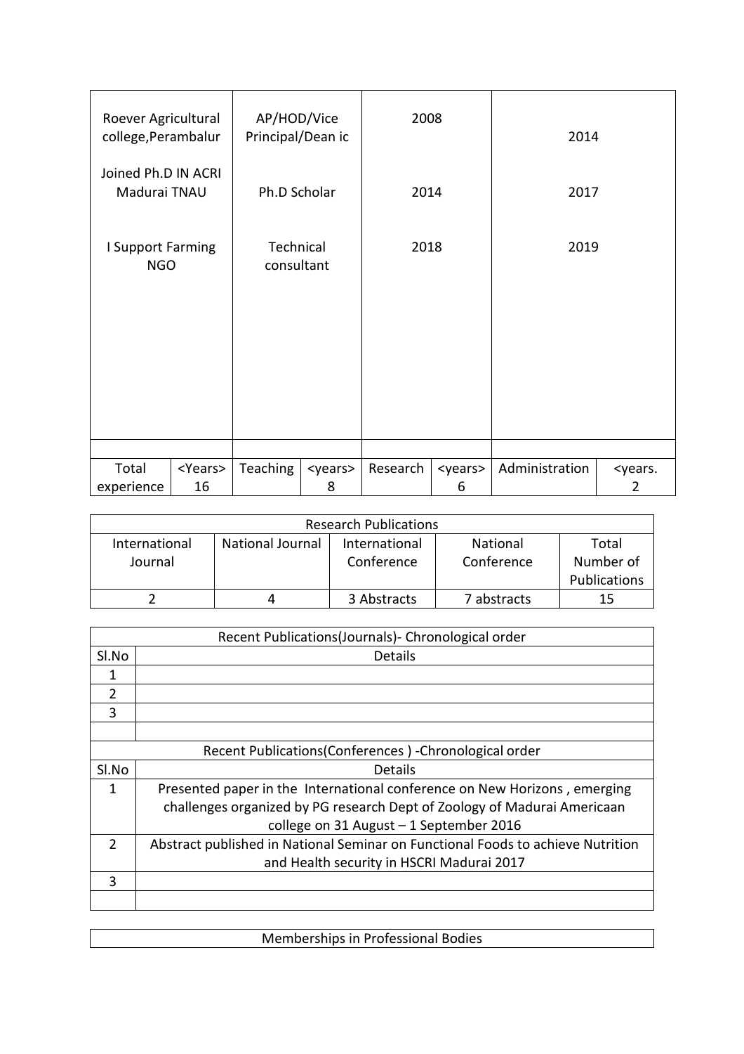| | | | | | | | |
|---|---|---|---|---|---|---|---|
| Roever Agricultural college,Perambalur | | AP/HOD/Vice Principal/Dean ic | | 2008 | | 2014 | |
| Joined Ph.D IN ACRI Madurai TNAU | | Ph.D Scholar | | 2014 | | 2017 | |
| I Support Farming NGO | | Technical consultant | | 2018 | | 2019 | |
| | | | | | | | |
| Total experience | <Years> 16 | Teaching | <years> 8 | Research | <years> 6 | Administration | <years. 2 |

| Research Publications | | | | |
|---|---|---|---|---|
| International Journal | National Journal | International Conference | National Conference | Total Number of Publications |
| 2 | 4 | 3 Abstracts | 7 abstracts | 15 |

| Recent Publications(Journals)- Chronological order | |
|---|---|
| Sl.No | Details |
| 1 | |
| 2 | |
| 3 | |
| | |
| **Recent Publications(Conferences ) -Chronological order** | |
| Sl.No | Details |
| 1 | Presented paper in the International conference on New Horizons , emerging challenges organized by PG research Dept of Zoology of Madurai Americaan college on 31 August – 1 September 2016 |
| 2 | Abstract published in National Seminar on Functional Foods to achieve Nutrition and Health security in HSCRI Madurai 2017 |
| 3 | |
| | |

| Memberships in Professional Bodies |
|---|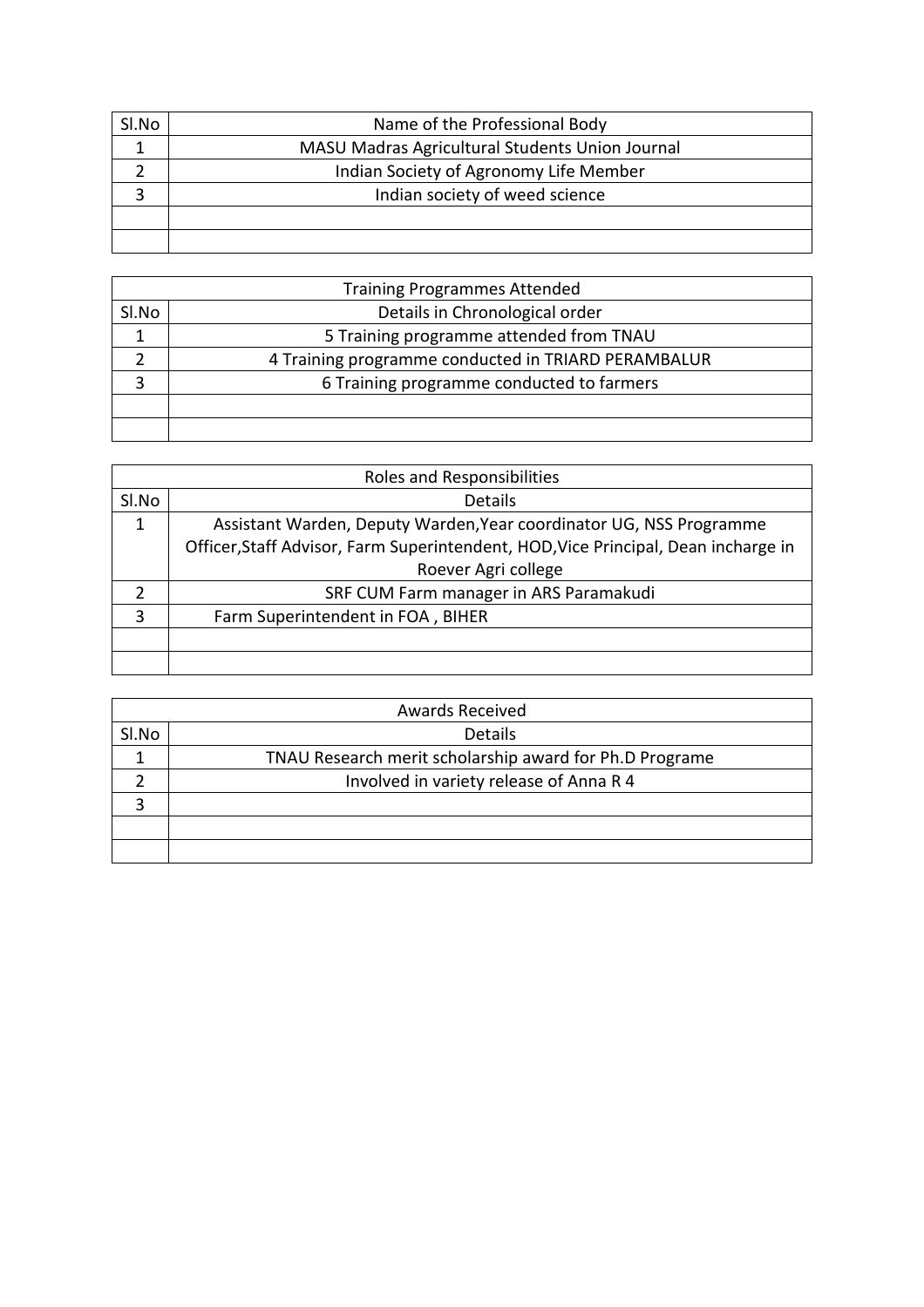| Sl.No | Name of the Professional Body |
|---|---|
| 1 | MASU Madras Agricultural Students Union Journal |
| 2 | Indian Society of Agronomy Life Member |
| 3 | Indian society of weed science |
| | |
| | |

| Training Programmes Attended | |
|---|---|
| Sl.No | Details in Chronological order |
| 1 | 5 Training programme attended from TNAU |
| 2 | 4 Training programme conducted in TRIARD PERAMBALUR |
| 3 | 6 Training programme conducted to farmers |
| | |
| | |

| Roles and Responsibilities | |
|---|---|
| Sl.No | Details |
| 1 | Assistant Warden, Deputy Warden,Year coordinator UG, NSS Programme Officer,Staff Advisor, Farm Superintendent, HOD,Vice Principal, Dean incharge in Roever Agri college |
| 2 | SRF CUM Farm manager in ARS Paramakudi |
| 3 | Farm Superintendent in FOA , BIHER |
| | |
| | |

| Awards Received | |
|---|---|
| Sl.No | Details |
| 1 | TNAU Research merit scholarship award for Ph.D Programe |
| 2 | Involved in variety release of Anna R 4 |
| 3 | |
| | |
| | |